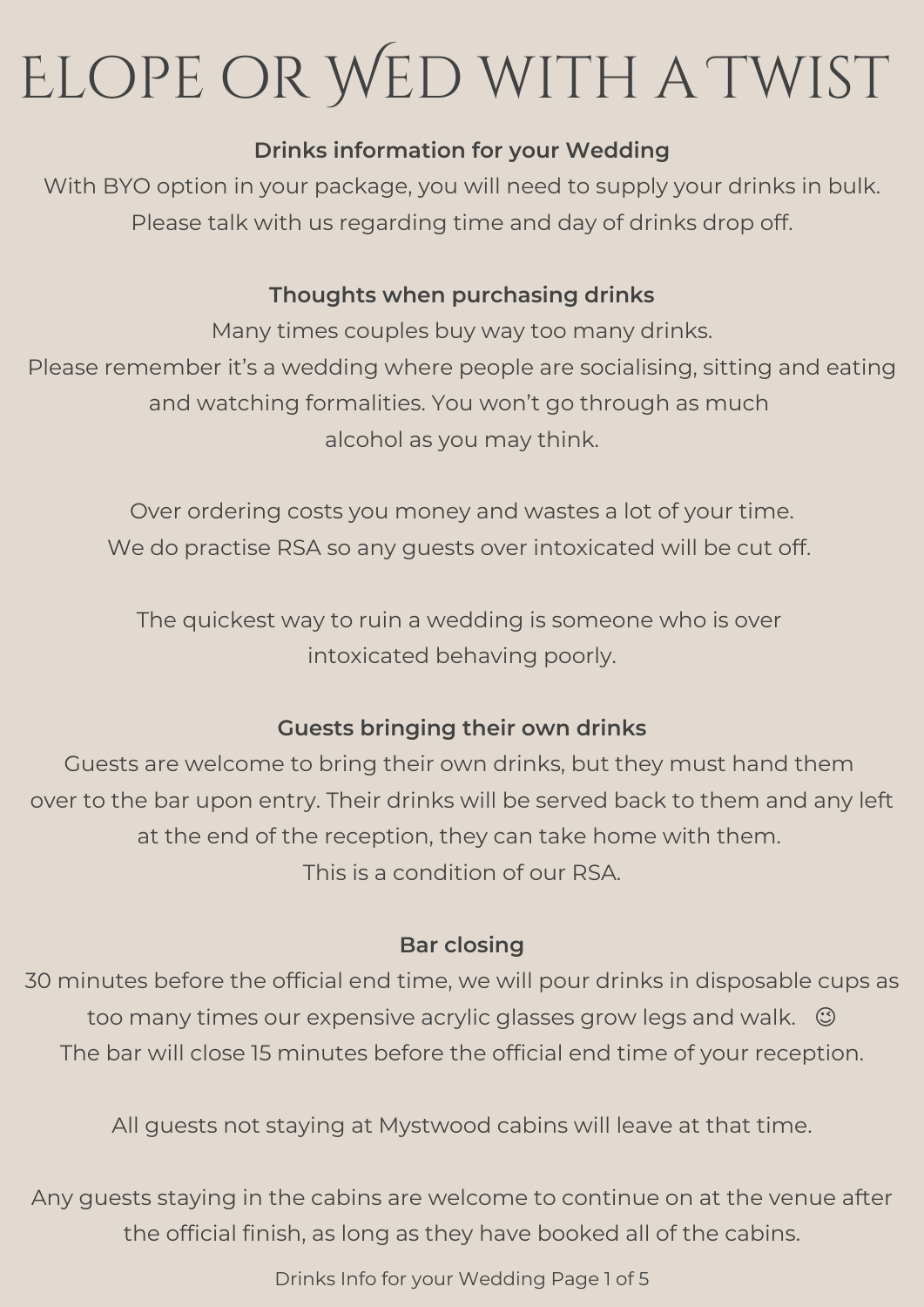# ELOPE OR WED WITH A TWIST

**Drinks information for your Wedding**

With BYO option in your package, you will need to supply your drinks in bulk. Please talk with us regarding time and day of drinks drop off.

**Thoughts when purchasing drinks**

Many times couples buy way too many drinks. Please remember it's a wedding where people are socialising, sitting and eating and watching formalities. You won't go through as much alcohol as you may think.

Over ordering costs you money and wastes a lot of your time. We do practise RSA so any guests over intoxicated will be cut off.

The quickest way to ruin a wedding is someone who is over intoxicated behaving poorly.

**Guests bringing their own drinks**

Guests are welcome to bring their own drinks, but they must hand them over to the bar upon entry. Their drinks will be served back to them and any left at the end of the reception, they can take home with them. This is a condition of our RSA.

**Bar closing**

30 minutes before the official end time, we will pour drinks in disposable cups as too many times our expensive acrylic glasses grow legs and walk. ☺ The bar will close 15 minutes before the official end time of your reception.

All guests not staying at Mystwood cabins will leave at that time.

Any guests staying in the cabins are welcome to continue on at the venue after the official finish, as long as they have booked all of the cabins.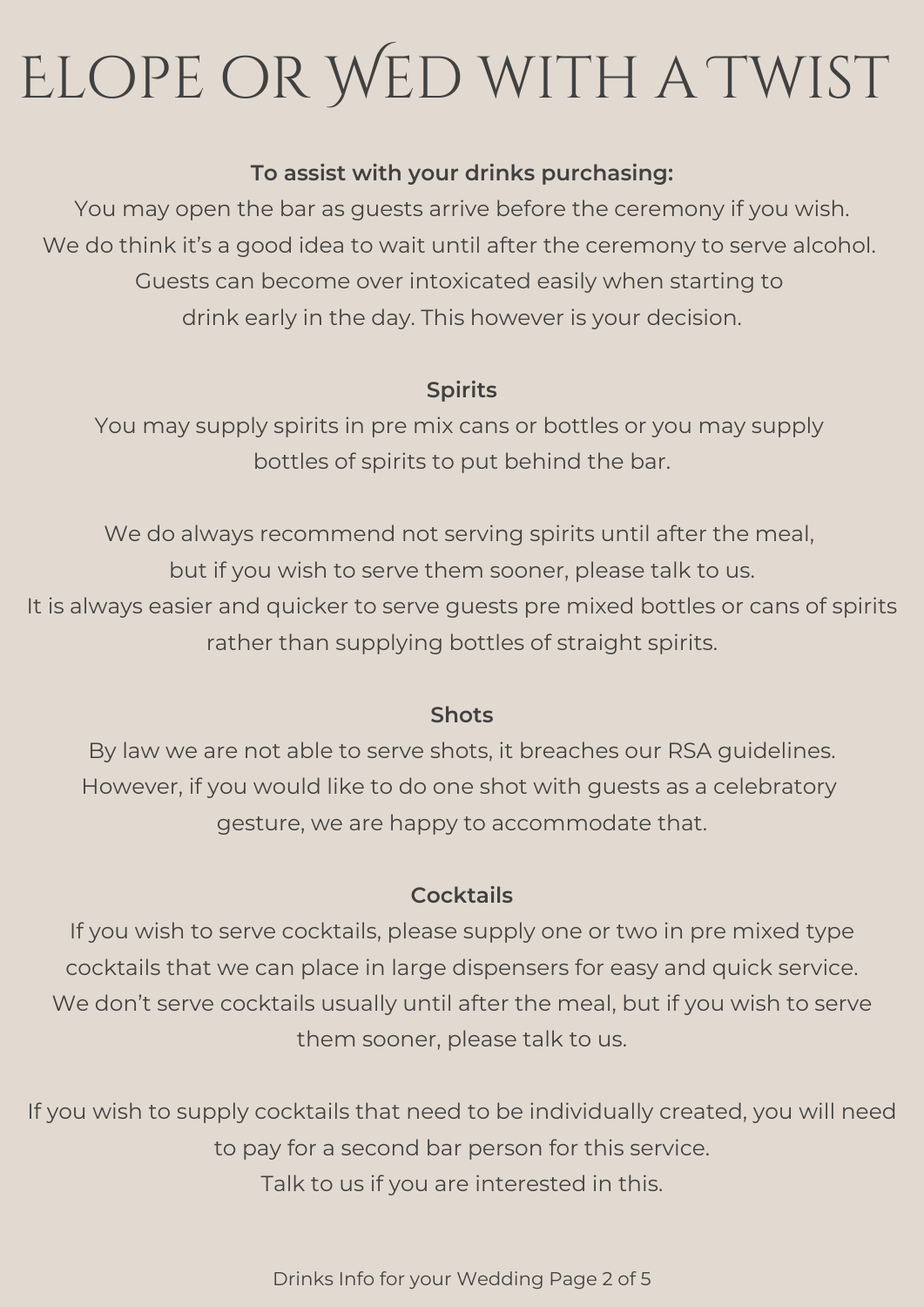# ELOPE OR WED WITH A TWIST

**To assist with your drinks purchasing:**

You may open the bar as guests arrive before the ceremony if you wish.
We do think it's a good idea to wait until after the ceremony to serve alcohol.
Guests can become over intoxicated easily when starting to
drink early in the day. This however is your decision.

**Spirits**

You may supply spirits in pre mix cans or bottles or you may supply
bottles of spirits to put behind the bar.

We do always recommend not serving spirits until after the meal,
but if you wish to serve them sooner, please talk to us.
It is always easier and quicker to serve guests pre mixed bottles or cans of spirits
rather than supplying bottles of straight spirits.

**Shots**

By law we are not able to serve shots, it breaches our RSA guidelines.
However, if you would like to do one shot with guests as a celebratory
gesture, we are happy to accommodate that.

**Cocktails**

If you wish to serve cocktails, please supply one or two in pre mixed type
cocktails that we can place in large dispensers for easy and quick service.
We don't serve cocktails usually until after the meal, but if you wish to serve
them sooner, please talk to us.

If you wish to supply cocktails that need to be individually created, you will need
to pay for a second bar person for this service.
Talk to us if you are interested in this.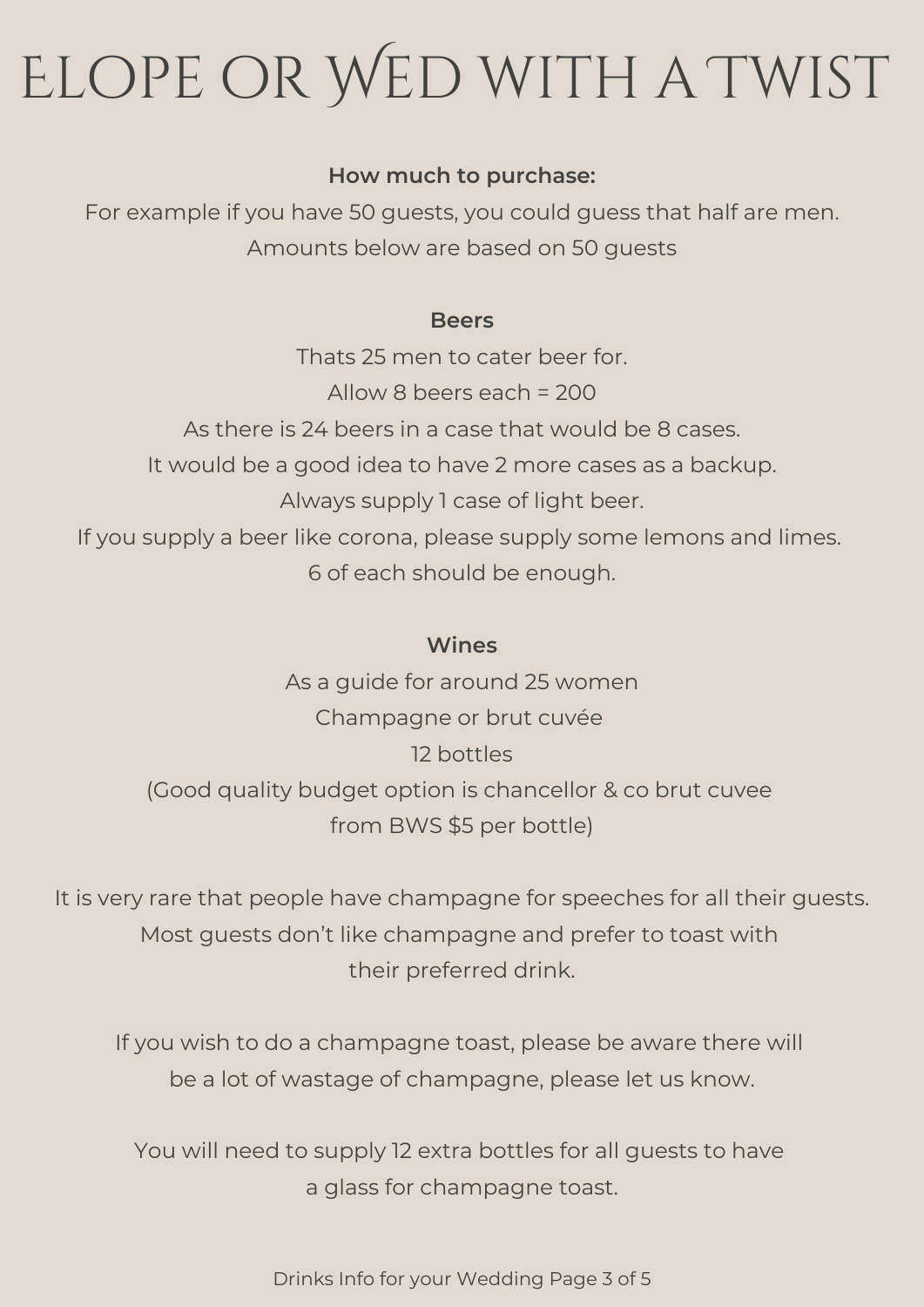# ELOPE OR WED WITH A TWIST

**How much to purchase:**

For example if you have 50 guests, you could guess that half are men.
Amounts below are based on 50 guests

**Beers**

Thats 25 men to cater beer for.
Allow 8 beers each = 200
As there is 24 beers in a case that would be 8 cases.
It would be a good idea to have 2 more cases as a backup.
Always supply 1 case of light beer.
If you supply a beer like corona, please supply some lemons and limes.
6 of each should be enough.

**Wines**

As a guide for around 25 women
Champagne or brut cuvée
12 bottles
(Good quality budget option is chancellor & co brut cuvee
from BWS $5 per bottle)

It is very rare that people have champagne for speeches for all their guests.
Most guests don't like champagne and prefer to toast with
their preferred drink.

If you wish to do a champagne toast, please be aware there will
be a lot of wastage of champagne, please let us know.

You will need to supply 12 extra bottles for all guests to have
a glass for champagne toast.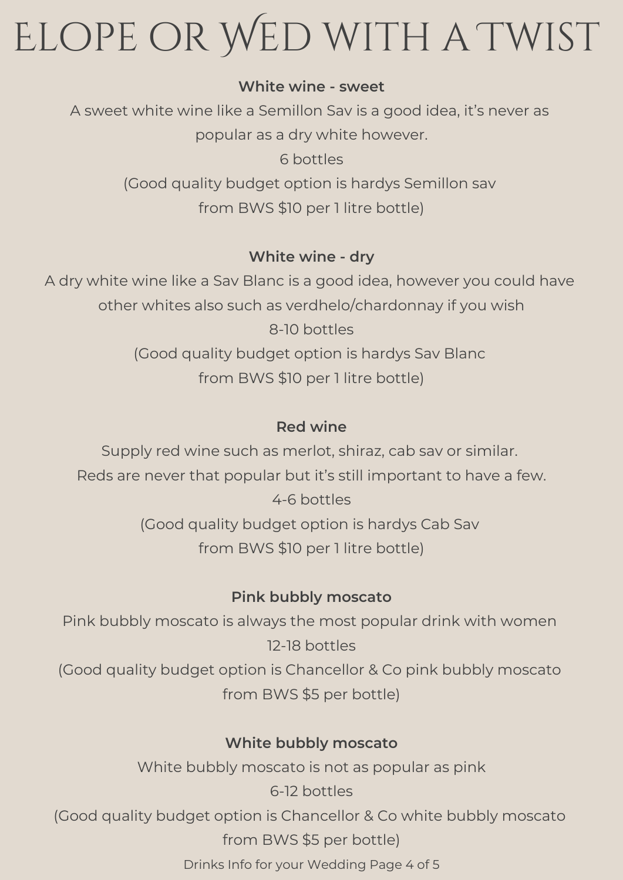# ELOPE OR WED WITH A TWIST

**White wine - sweet**

A sweet white wine like a Semillon Sav is a good idea, it's never as popular as a dry white however.

6 bottles

(Good quality budget option is hardys Semillon sav from BWS $10 per 1 litre bottle)

**White wine - dry**

A dry white wine like a Sav Blanc is a good idea, however you could have other whites also such as verdhelo/chardonnay if you wish

8-10 bottles

(Good quality budget option is hardys Sav Blanc from BWS $10 per 1 litre bottle)

**Red wine**

Supply red wine such as merlot, shiraz, cab sav or similar.

Reds are never that popular but it's still important to have a few.

4-6 bottles

(Good quality budget option is hardys Cab Sav from BWS $10 per 1 litre bottle)

**Pink bubbly moscato**

Pink bubbly moscato is always the most popular drink with women

12-18 bottles

(Good quality budget option is Chancellor & Co pink bubbly moscato from BWS $5 per bottle)

**White bubbly moscato**

White bubbly moscato is not as popular as pink

6-12 bottles

(Good quality budget option is Chancellor & Co white bubbly moscato from BWS $5 per bottle)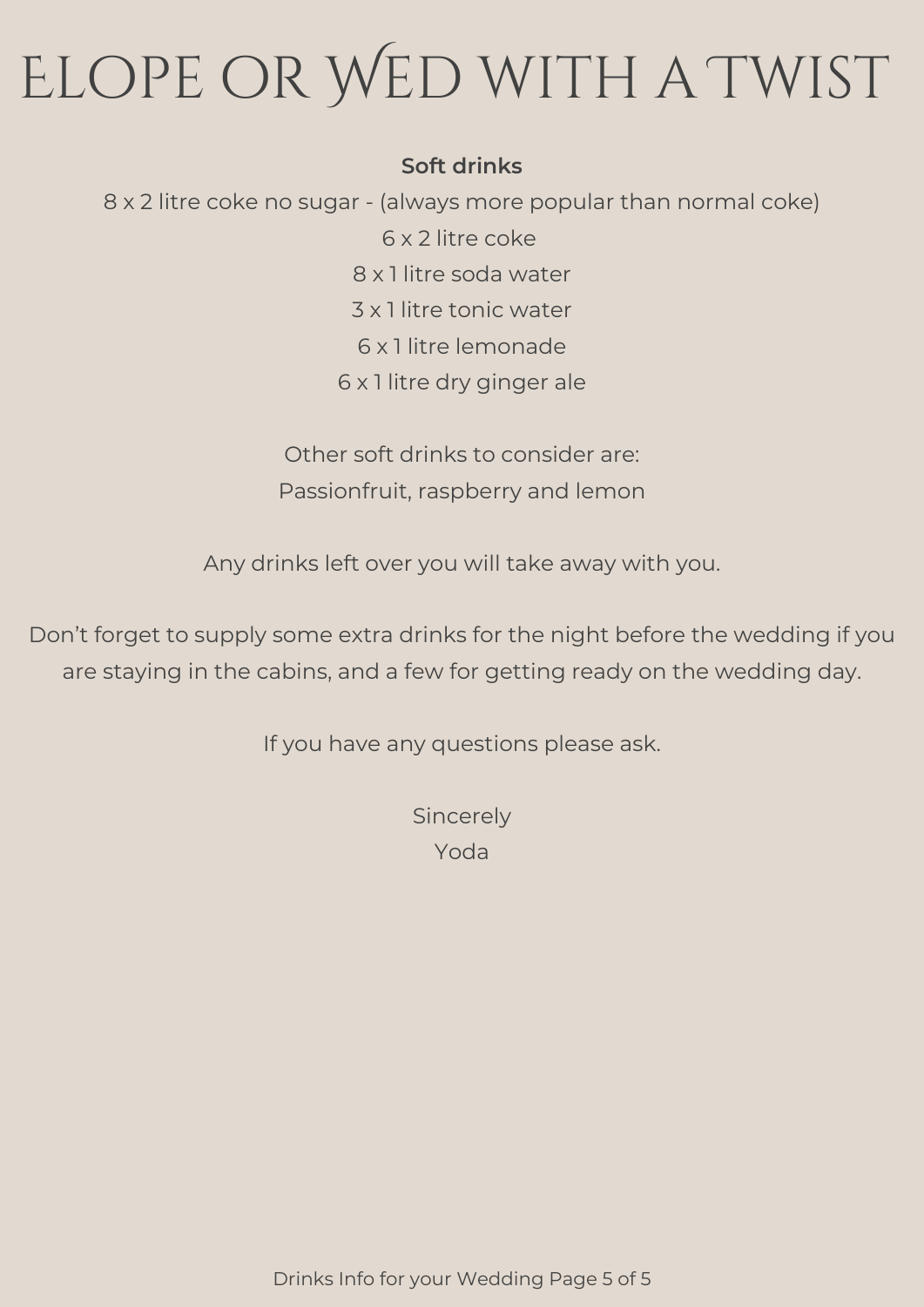# ELOPE OR WED WITH A TWIST

**Soft drinks**

8 x 2 litre coke no sugar - (always more popular than normal coke)
6 x 2 litre coke
8 x 1 litre soda water
3 x 1 litre tonic water
6 x 1 litre lemonade
6 x 1 litre dry ginger ale

Other soft drinks to consider are:
Passionfruit, raspberry and lemon

Any drinks left over you will take away with you.

Don't forget to supply some extra drinks for the night before the wedding if you are staying in the cabins, and a few for getting ready on the wedding day.

If you have any questions please ask.

Sincerely
Yoda